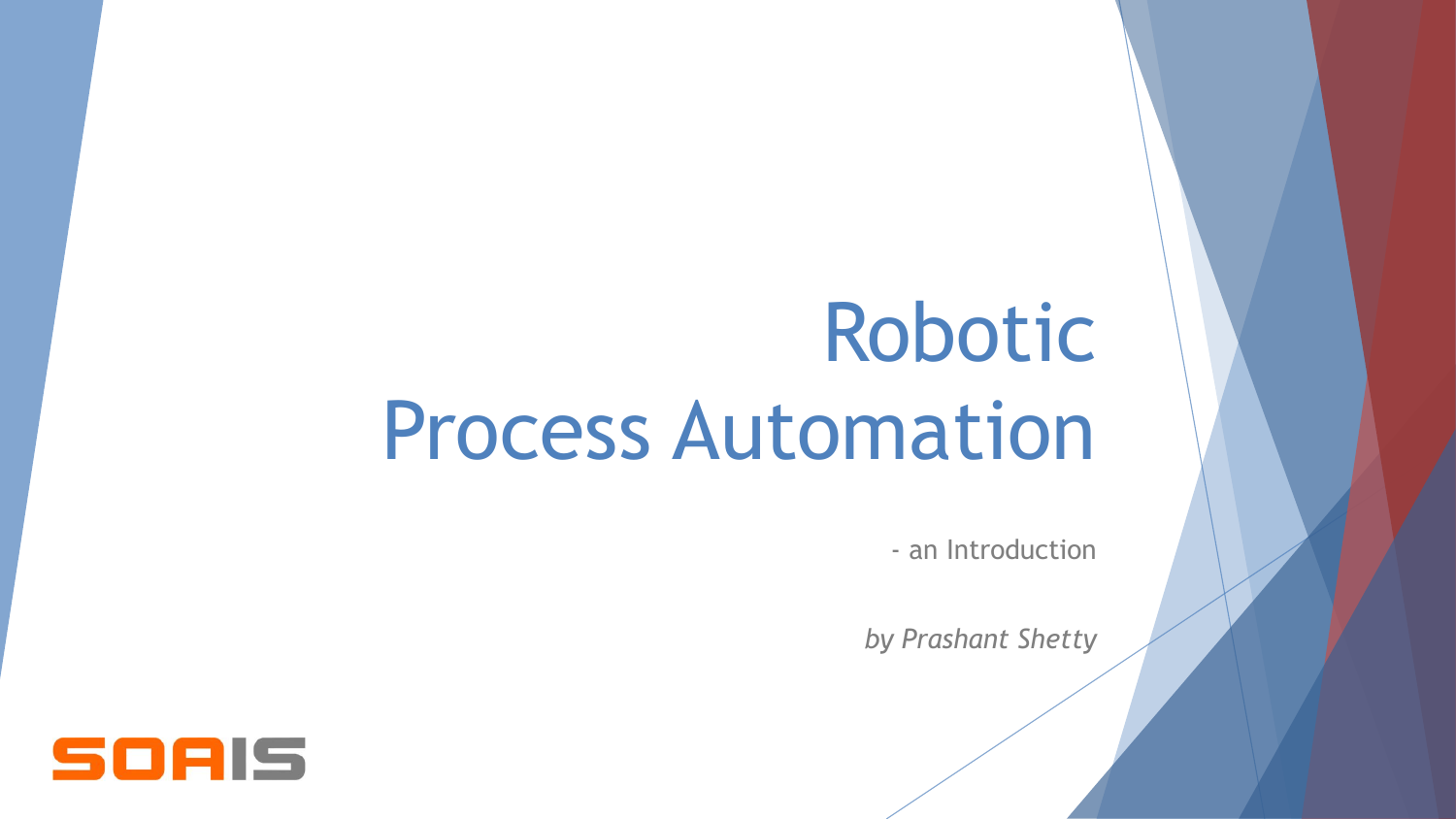# Robotic Process Automation

- an Introduction

*by Prashant Shetty*

SOAIS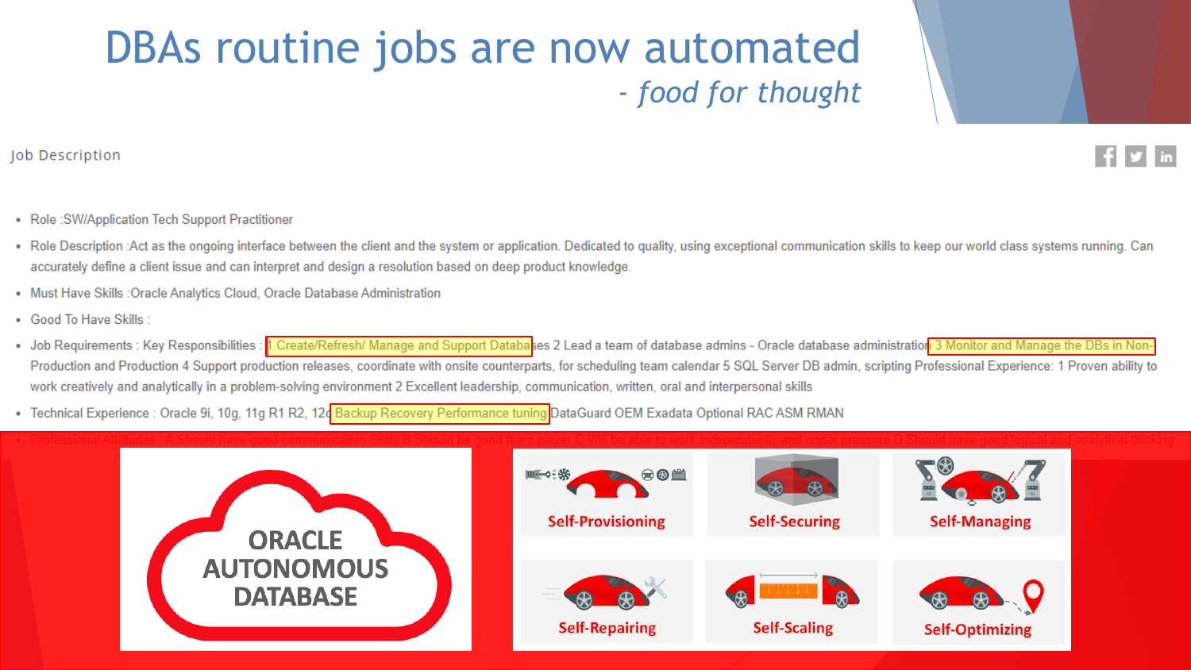# DBAs routine jobs are now automated

*- food for thought*

Job Description

- Role :SW/Application Tech Support Practitioner
- Role Description :Act as the ongoing interface between the client and the system or application. Dedicated to quality, using exceptional communication skills to keep our world class systems running. Can accurately define a client issue and can interpret and design a resolution based on deep product knowledge.
- Must Have Skills :Oracle Analytics Cloud, Oracle Database Administration
- Good To Have Skills :
- Job Requirements : Key Responsibilities : 1 Create/Refresh/ Manage and Support Databases 2 Lead a team of database admins - Oracle database administration 3 Monitor and Manage the DBs in Non-Production and Production 4 Support production releases, coordinate with onsite counterparts, for scheduling team calendar 5 SQL Server DB admin, scripting Professional Experience: 1 Proven ability to work creatively and analytically in a problem-solving environment 2 Excellent leadership, communication, written, oral and interpersonal skills
- Technical Experience : Oracle 9i, 10g, 11g R1 R2, 12c Backup Recovery Performance tuning DataGuard OEM Exadata Optional RAC ASM RMAN
- Professional Attributes : A Should have good communication Skills B Should be good team player C Will be able to work independently and under pressure D Should have good logical and analytical thinking

ORACLE AUTONOMOUS DATABASE

Self-Provisioning

Self-Securing

Self-Managing

Self-Repairing

Self-Scaling

Self-Optimizing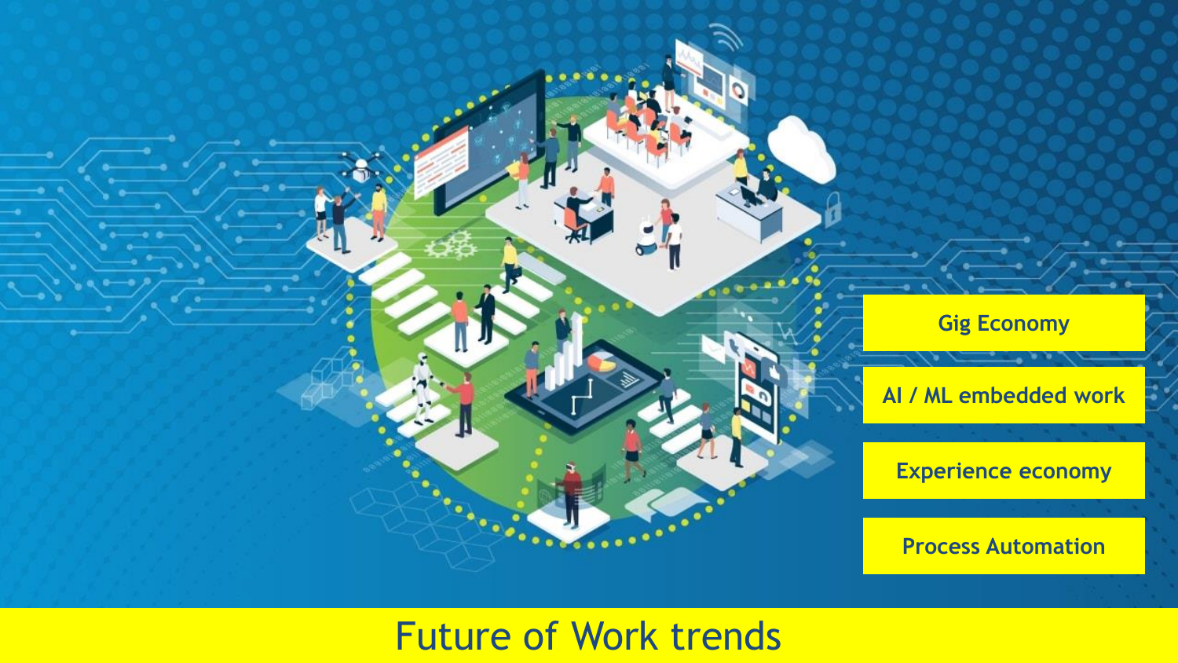- Gig Economy
- AI / ML embedded work
- Experience economy
- Process Automation

# Future of Work trends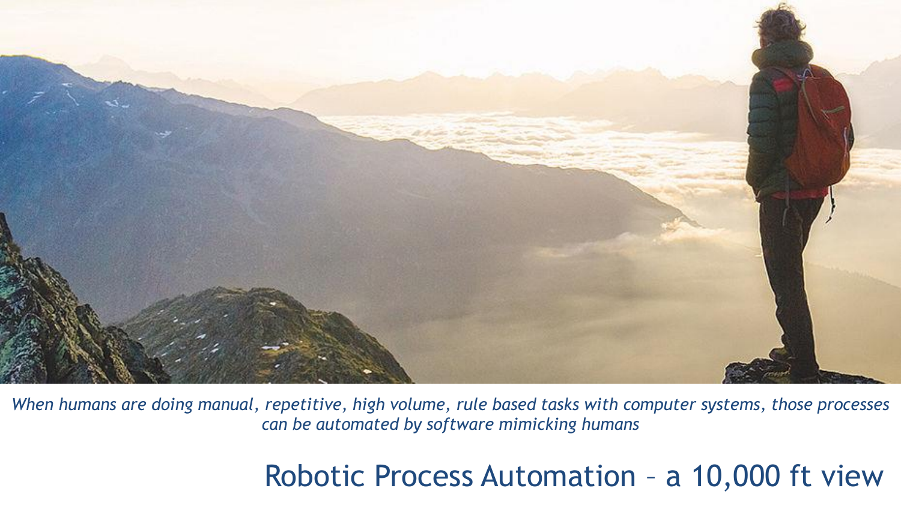*When humans are doing manual, repetitive, high volume, rule based tasks with computer systems, those processes can be automated by software mimicking humans*

# Robotic Process Automation – a 10,000 ft view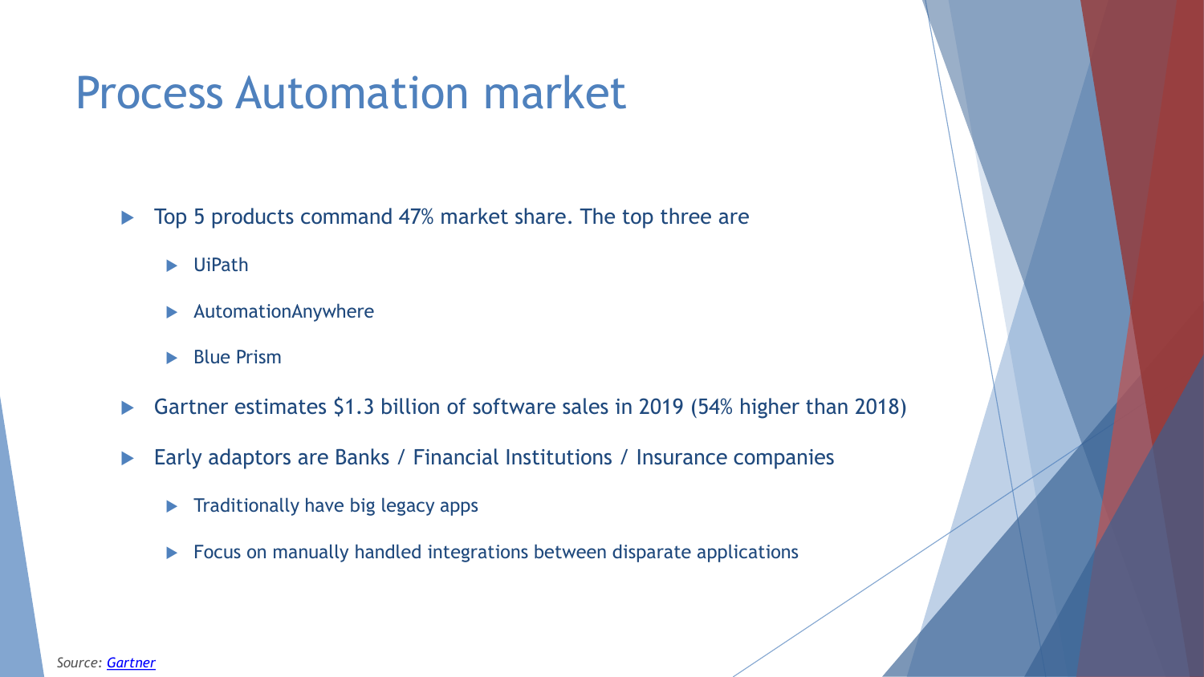# Process Automation market

- Top 5 products command 47% market share. The top three are
  - UiPath
  - AutomationAnywhere
  - Blue Prism
- Gartner estimates $1.3 billion of software sales in 2019 (54% higher than 2018)
- Early adaptors are Banks / Financial Institutions / Insurance companies
  - Traditionally have big legacy apps
  - Focus on manually handled integrations between disparate applications

*Source: Gartner*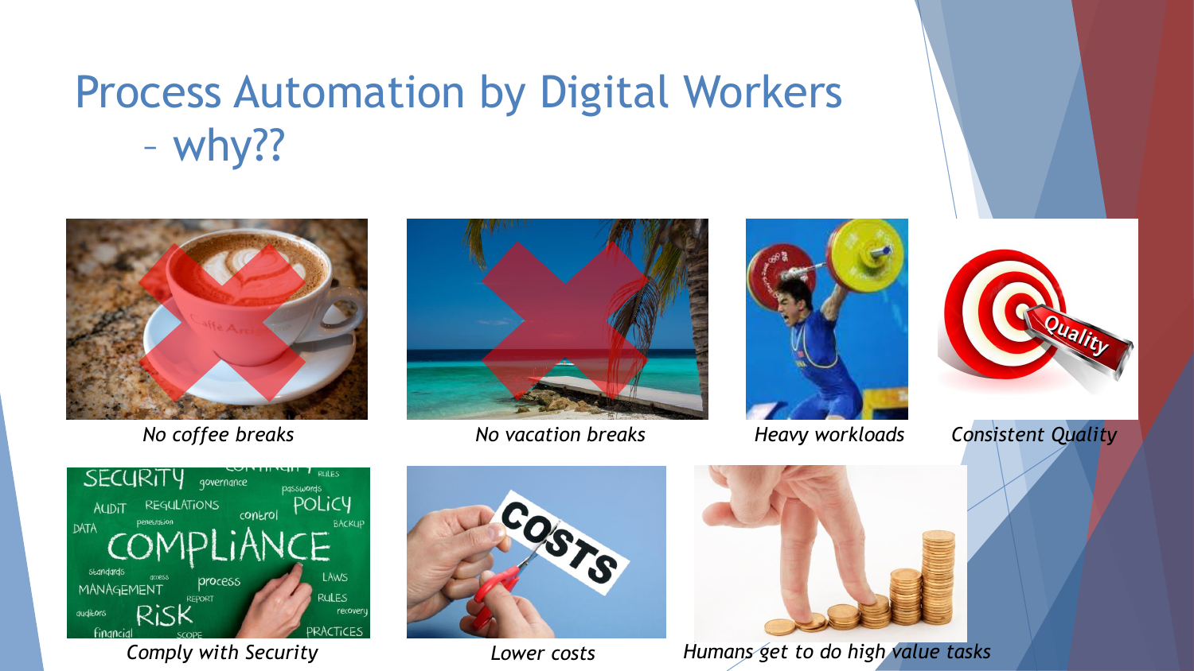# Process Automation by Digital Workers – why??

*No coffee breaks*

*No vacation breaks*

*Heavy workloads*

*Consistent Quality*

*Comply with Security*

*Lower costs*

*Humans get to do high value tasks*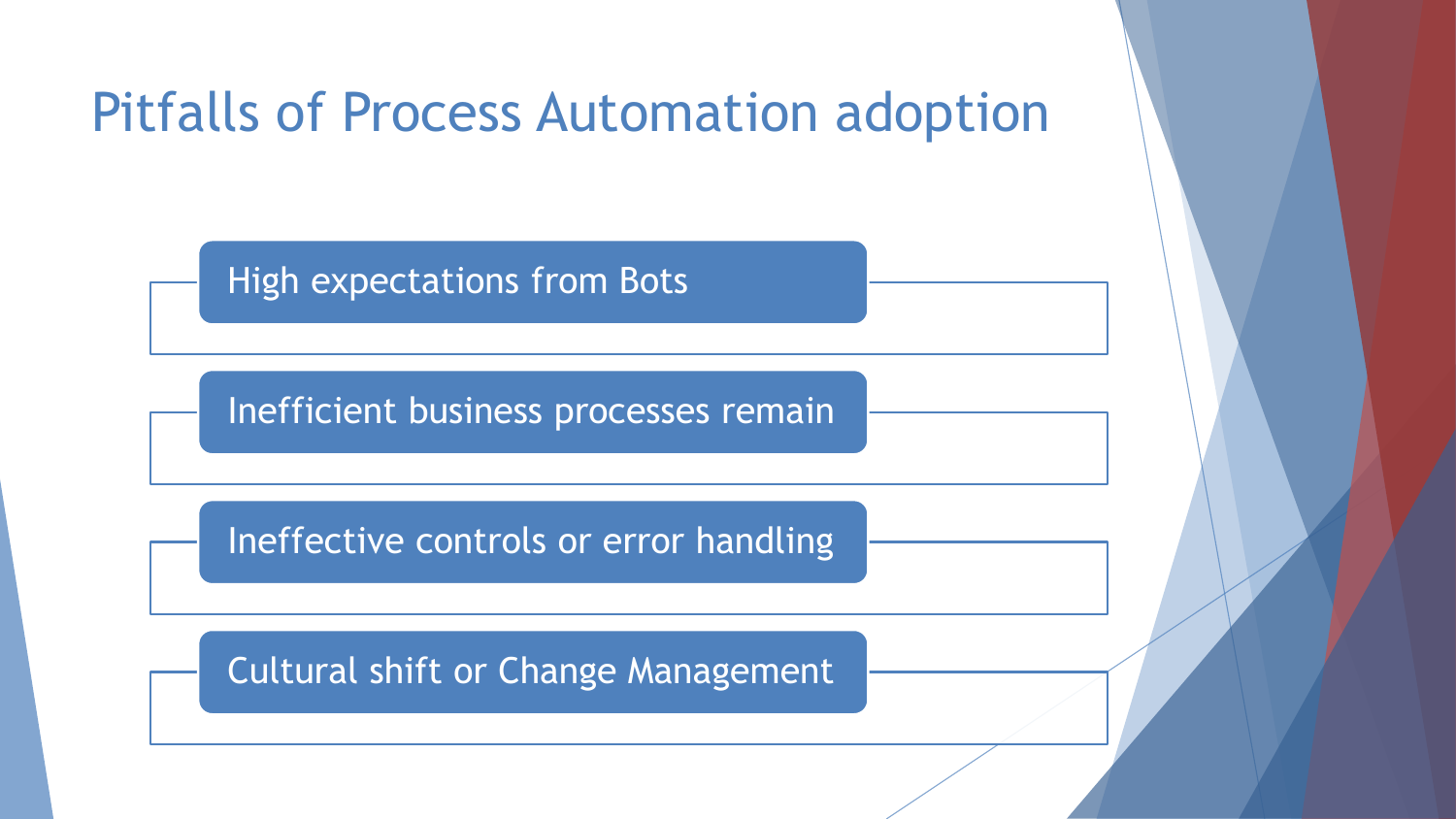# Pitfalls of Process Automation adoption

- High expectations from Bots
- Inefficient business processes remain
- Ineffective controls or error handling
- Cultural shift or Change Management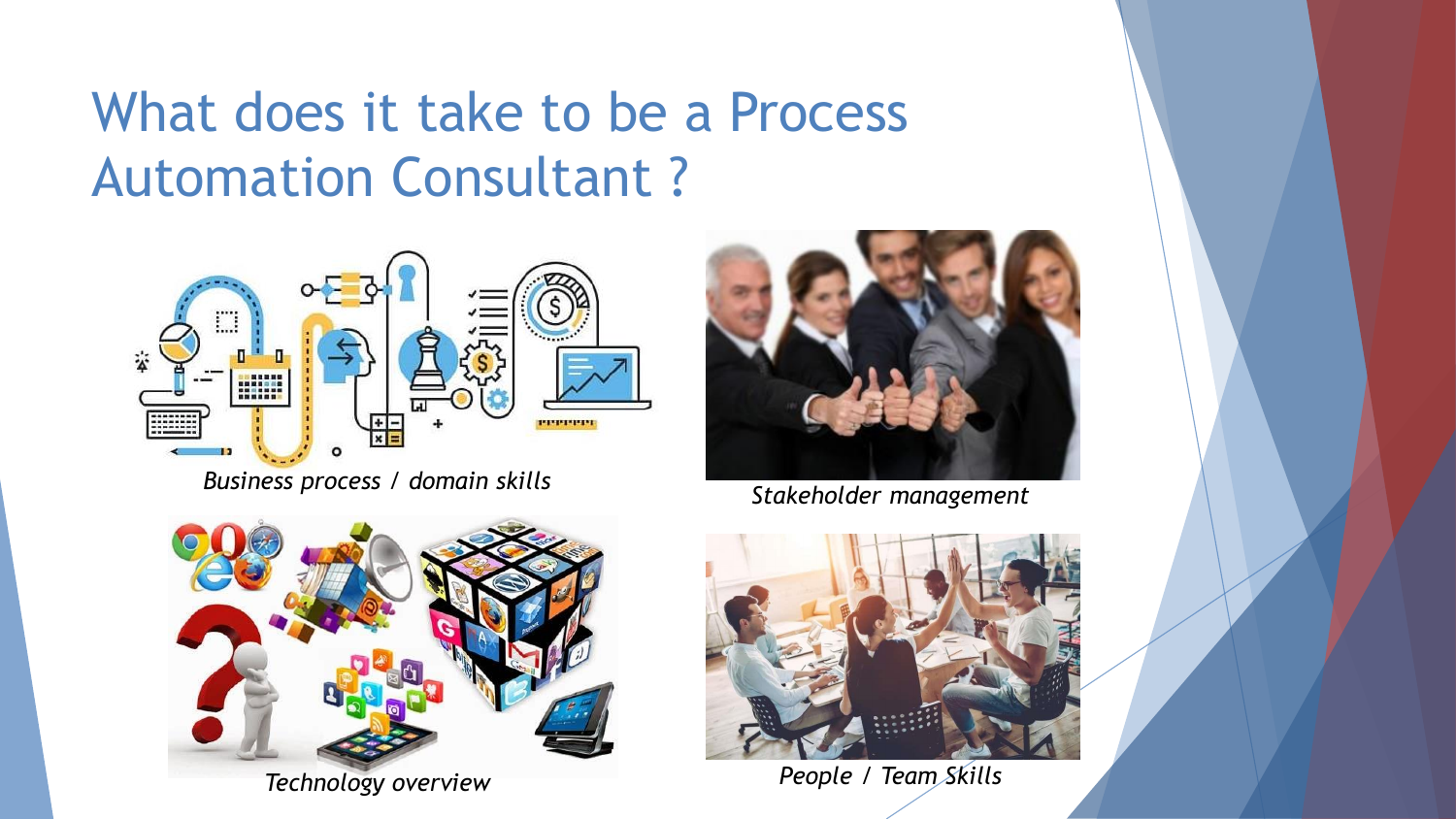# What does it take to be a Process Automation Consultant ?

*Business process / domain skills*

*Stakeholder management*

*Technology overview*

*People / Team Skills*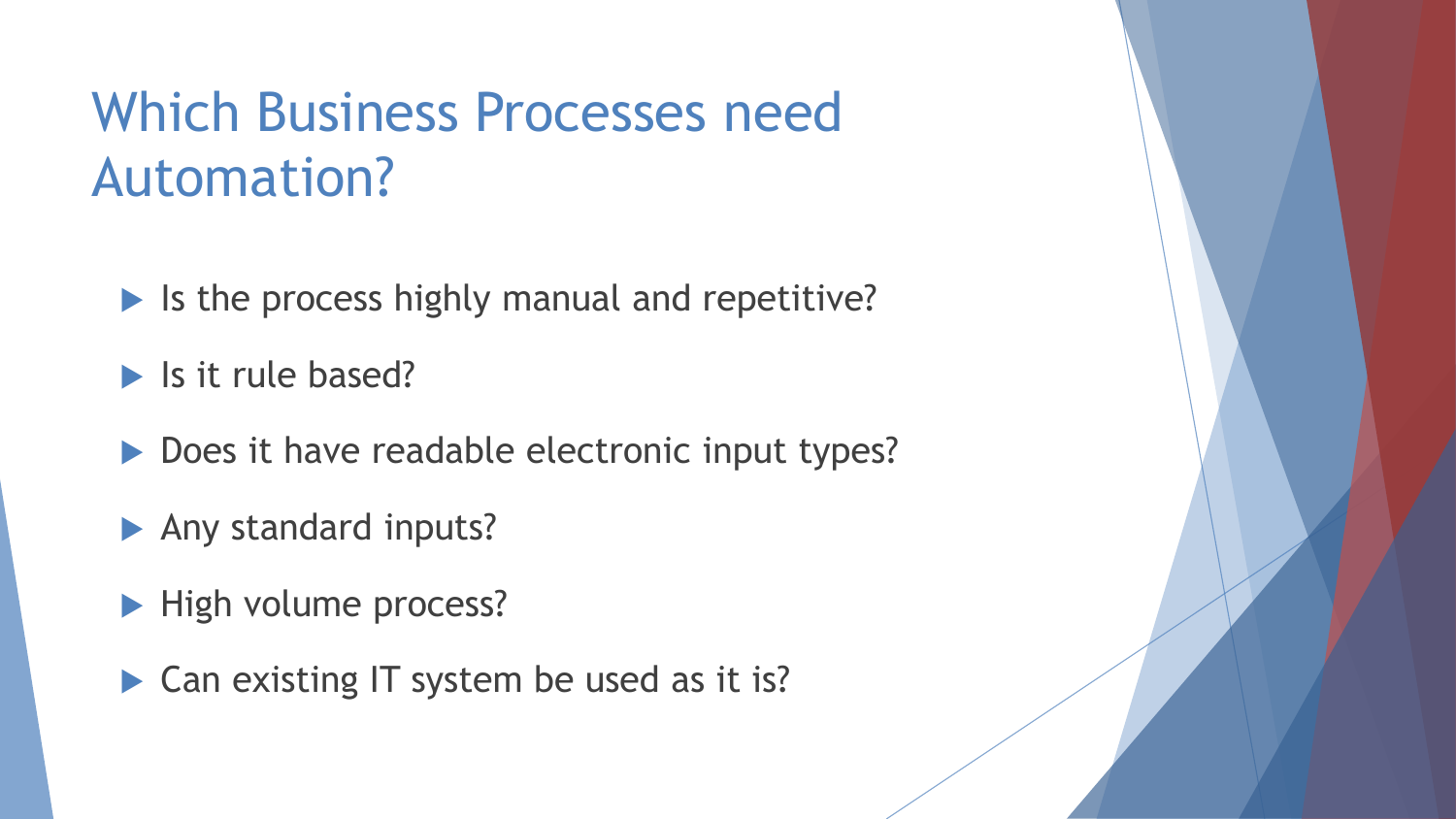# Which Business Processes need Automation?

- Is the process highly manual and repetitive?
- Is it rule based?
- Does it have readable electronic input types?
- Any standard inputs?
- High volume process?
- Can existing IT system be used as it is?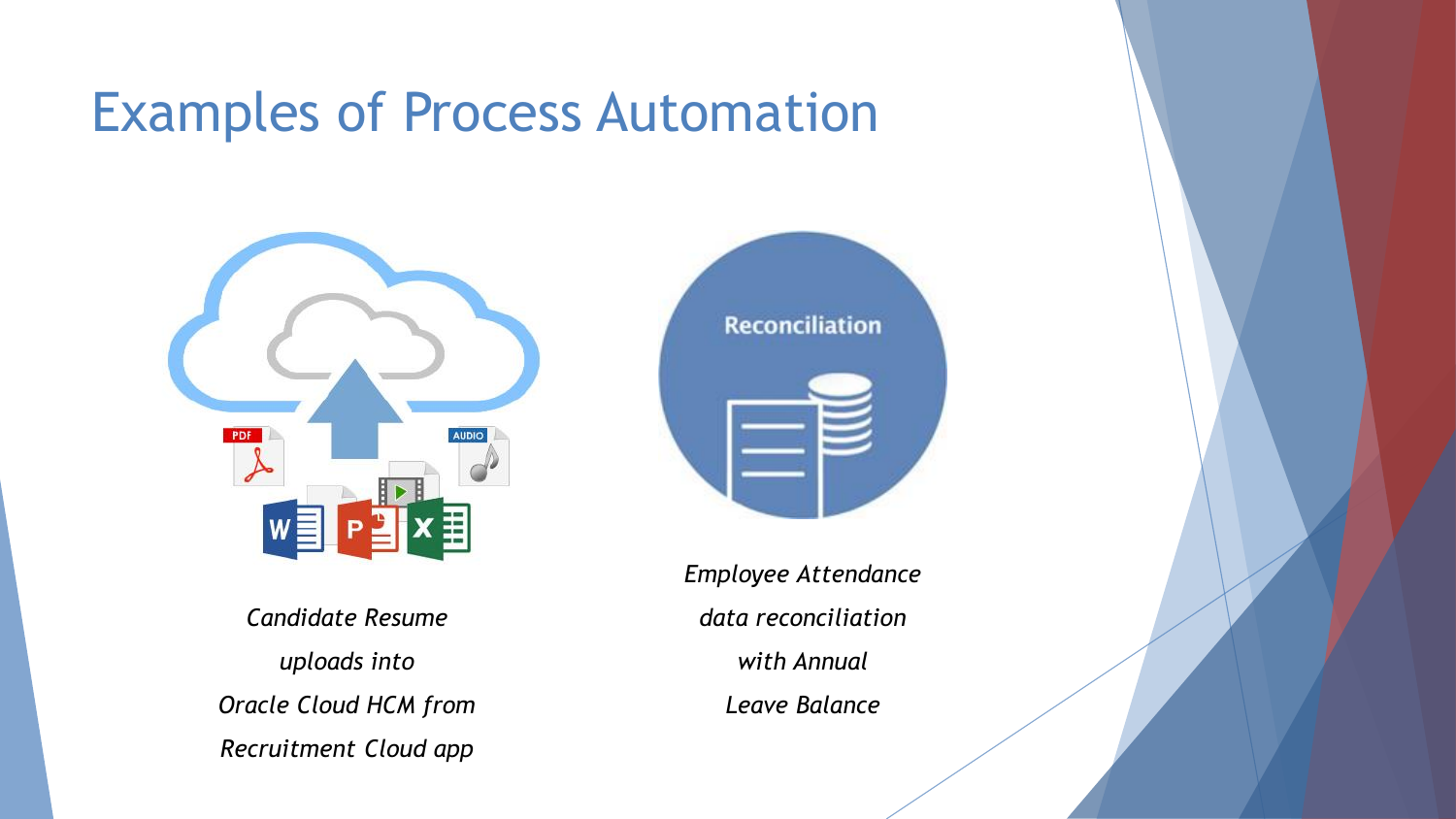# Examples of Process Automation

Reconciliation

*Candidate Resume uploads into Oracle Cloud HCM from Recruitment Cloud app*

*Employee Attendance data reconciliation with Annual Leave Balance*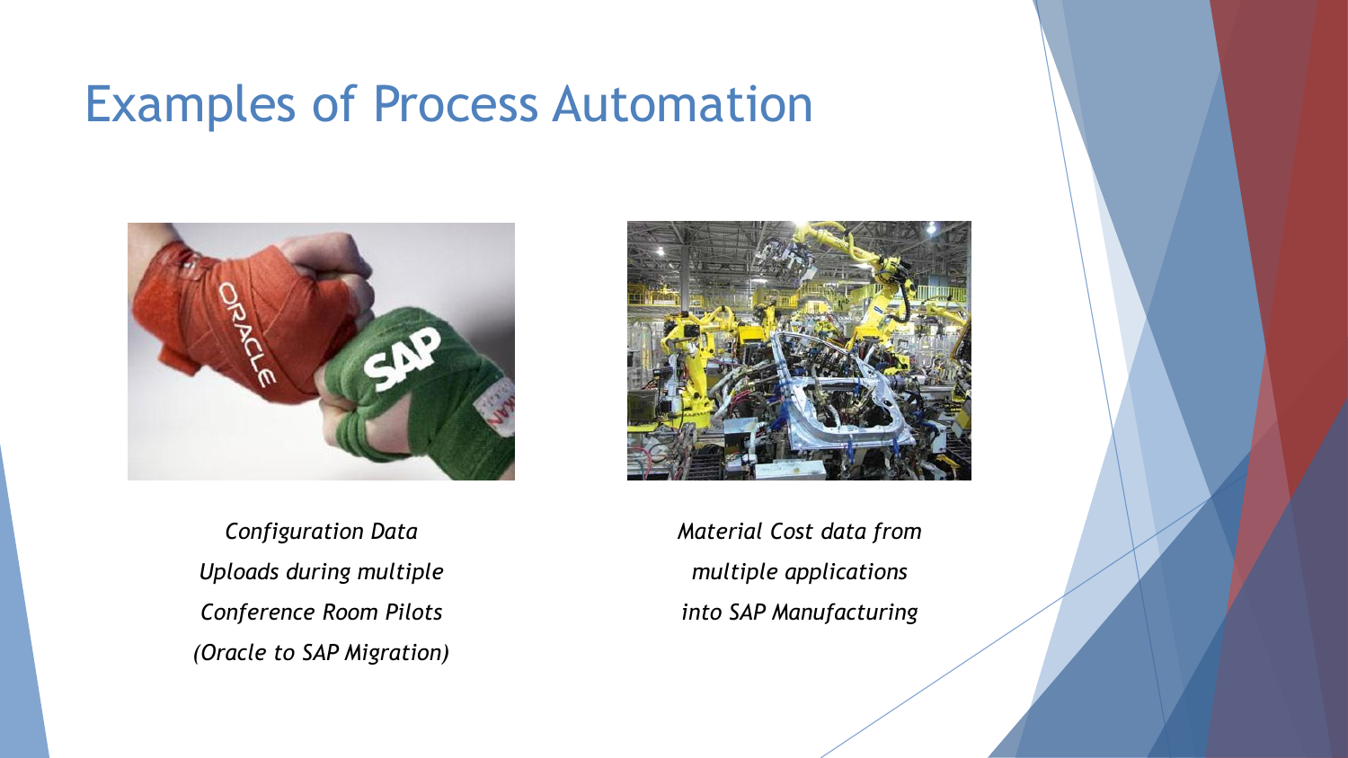# Examples of Process Automation

*Configuration Data Uploads during multiple Conference Room Pilots (Oracle to SAP Migration)*

*Material Cost data from multiple applications into SAP Manufacturing*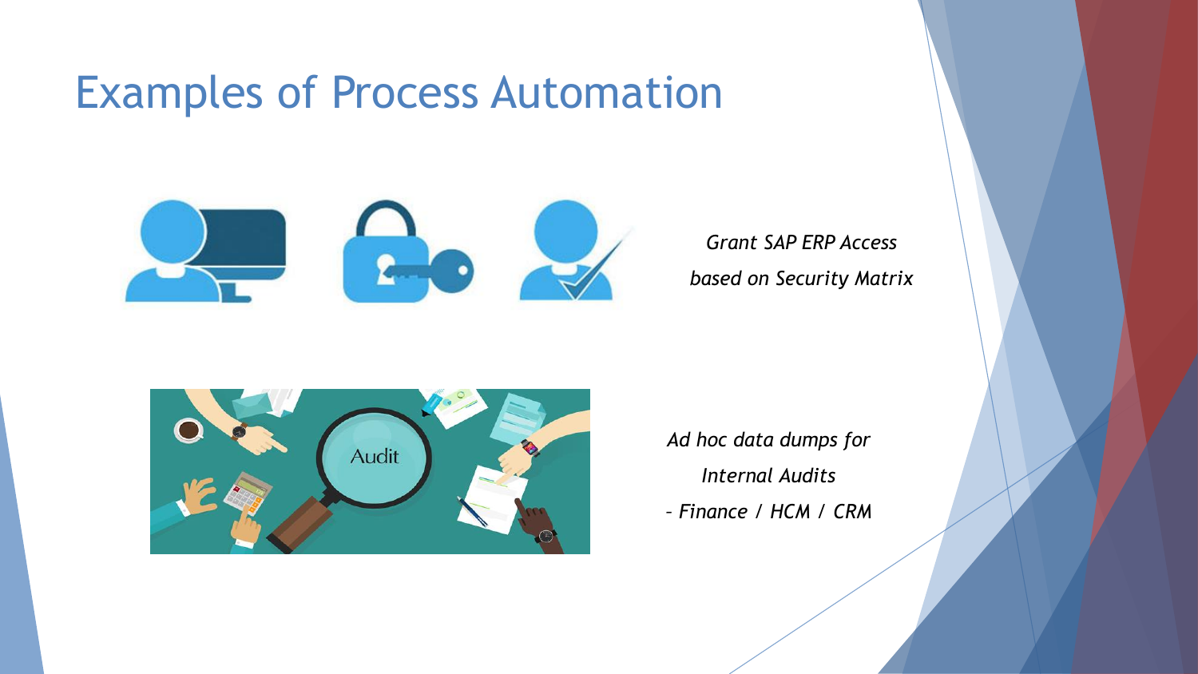# Examples of Process Automation

*Grant SAP ERP Access based on Security Matrix*

*Ad hoc data dumps for Internal Audits – Finance / HCM / CRM*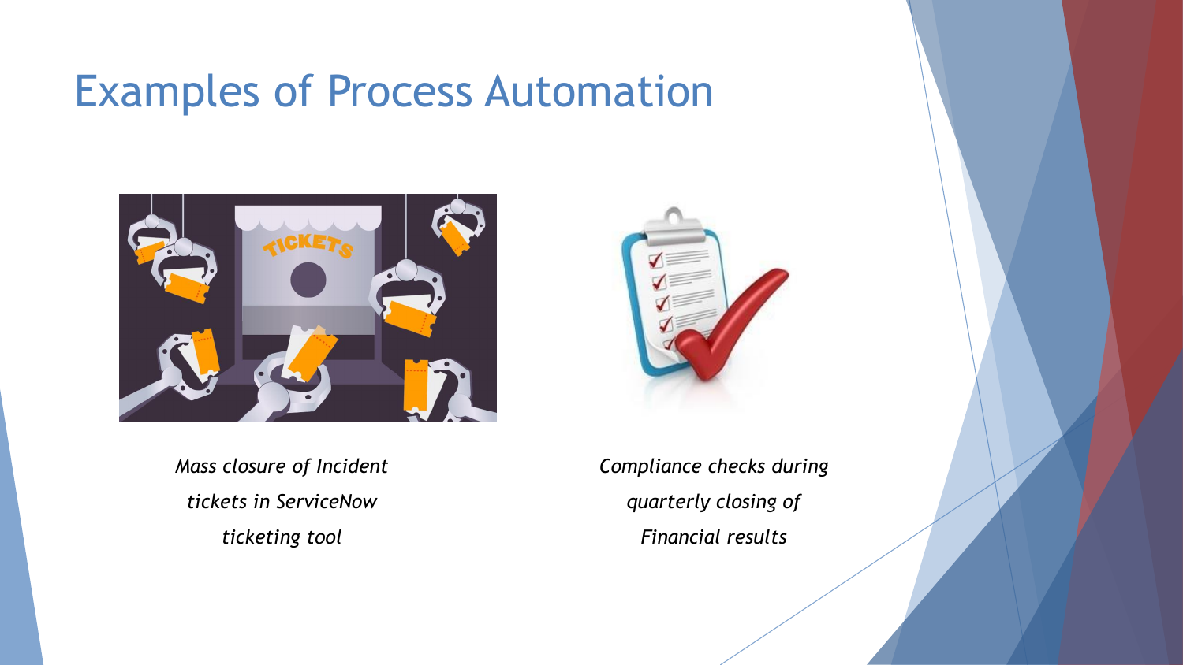# Examples of Process Automation

*Mass closure of Incident tickets in ServiceNow ticketing tool*

*Compliance checks during quarterly closing of Financial results*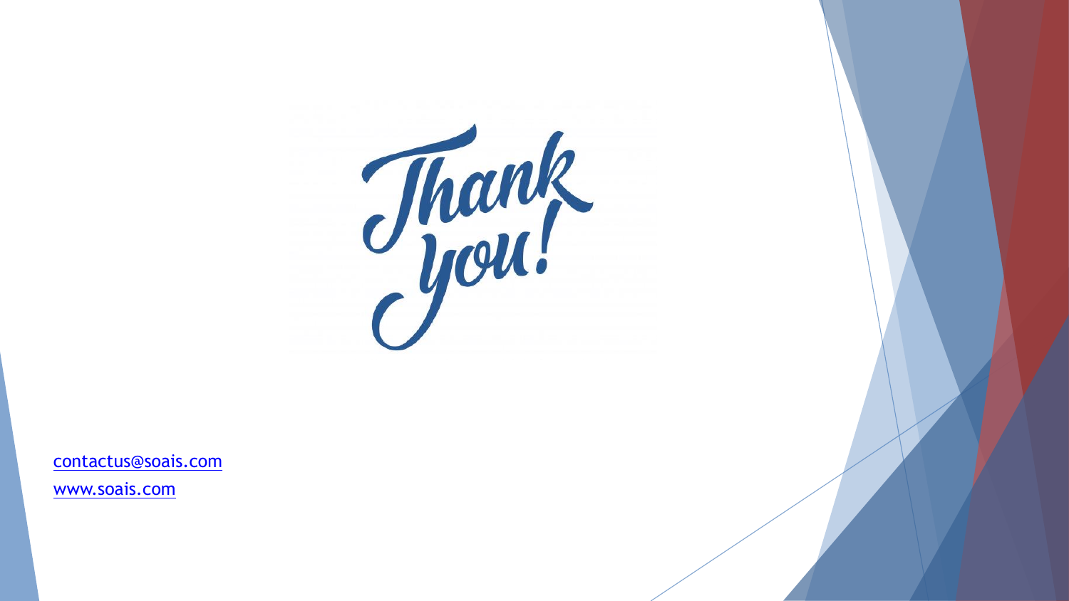Thank you!

contactus@soais.com

www.soais.com